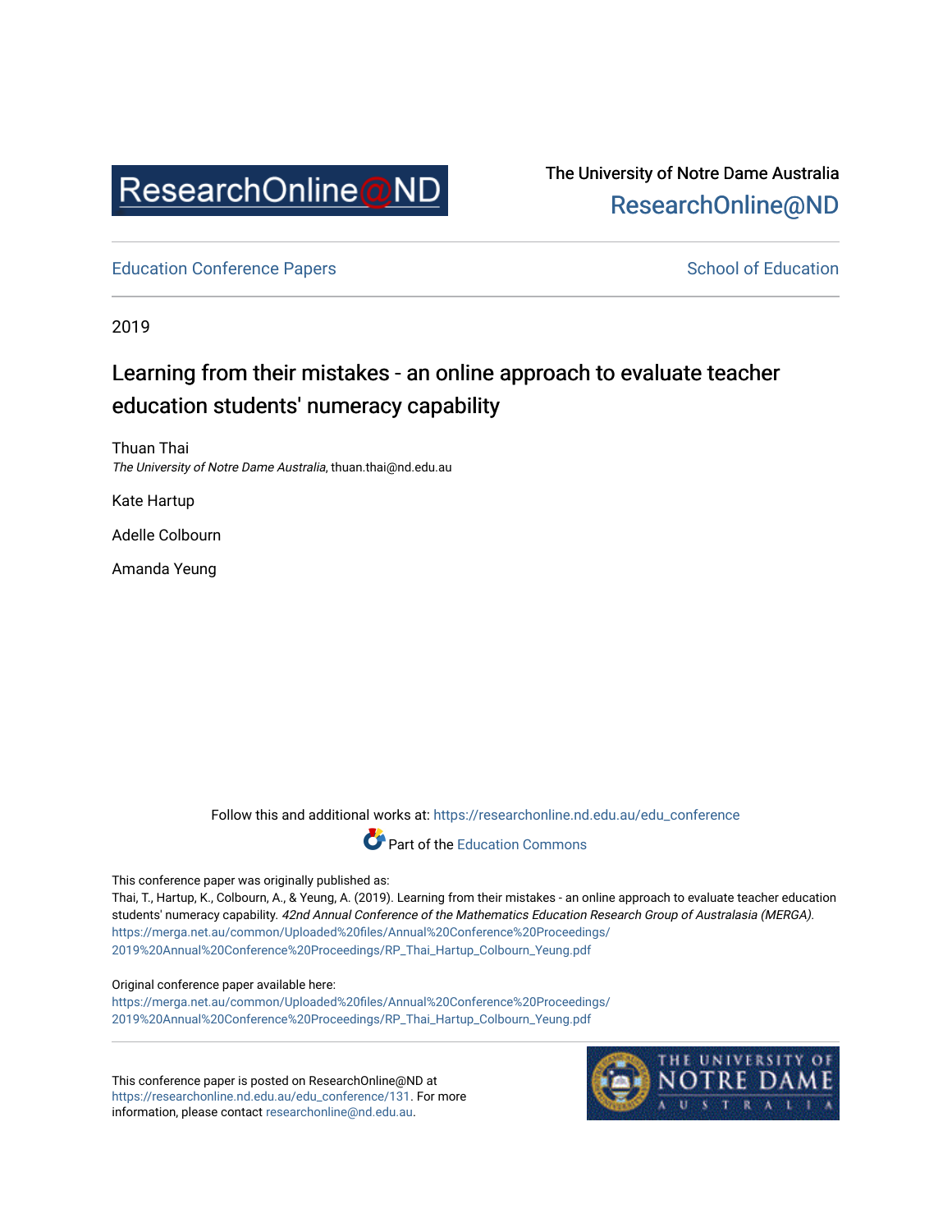ResearchOnline@ND

The University of Notre Dame Australia
ResearchOnline@ND

Education Conference Papers | School of Education

2019

# Learning from their mistakes - an online approach to evaluate teacher education students' numeracy capability

Thuan Thai
*The University of Notre Dame Australia*, thuan.thai@nd.edu.au

Kate Hartup

Adelle Colbourn

Amanda Yeung

Follow this and additional works at: https://researchonline.nd.edu.au/edu_conference

Part of the Education Commons

This conference paper was originally published as:
Thai, T., Hartup, K., Colbourn, A., & Yeung, A. (2019). Learning from their mistakes - an online approach to evaluate teacher education students' numeracy capability. *42nd Annual Conference of the Mathematics Education Research Group of Australasia (MERGA)*. https://merga.net.au/common/Uploaded%20files/Annual%20Conference%20Proceedings/2019%20Annual%20Conference%20Proceedings/RP_Thai_Hartup_Colbourn_Yeung.pdf

Original conference paper available here:
https://merga.net.au/common/Uploaded%20files/Annual%20Conference%20Proceedings/2019%20Annual%20Conference%20Proceedings/RP_Thai_Hartup_Colbourn_Yeung.pdf

This conference paper is posted on ResearchOnline@ND at https://researchonline.nd.edu.au/edu_conference/131. For more information, please contact researchonline@nd.edu.au.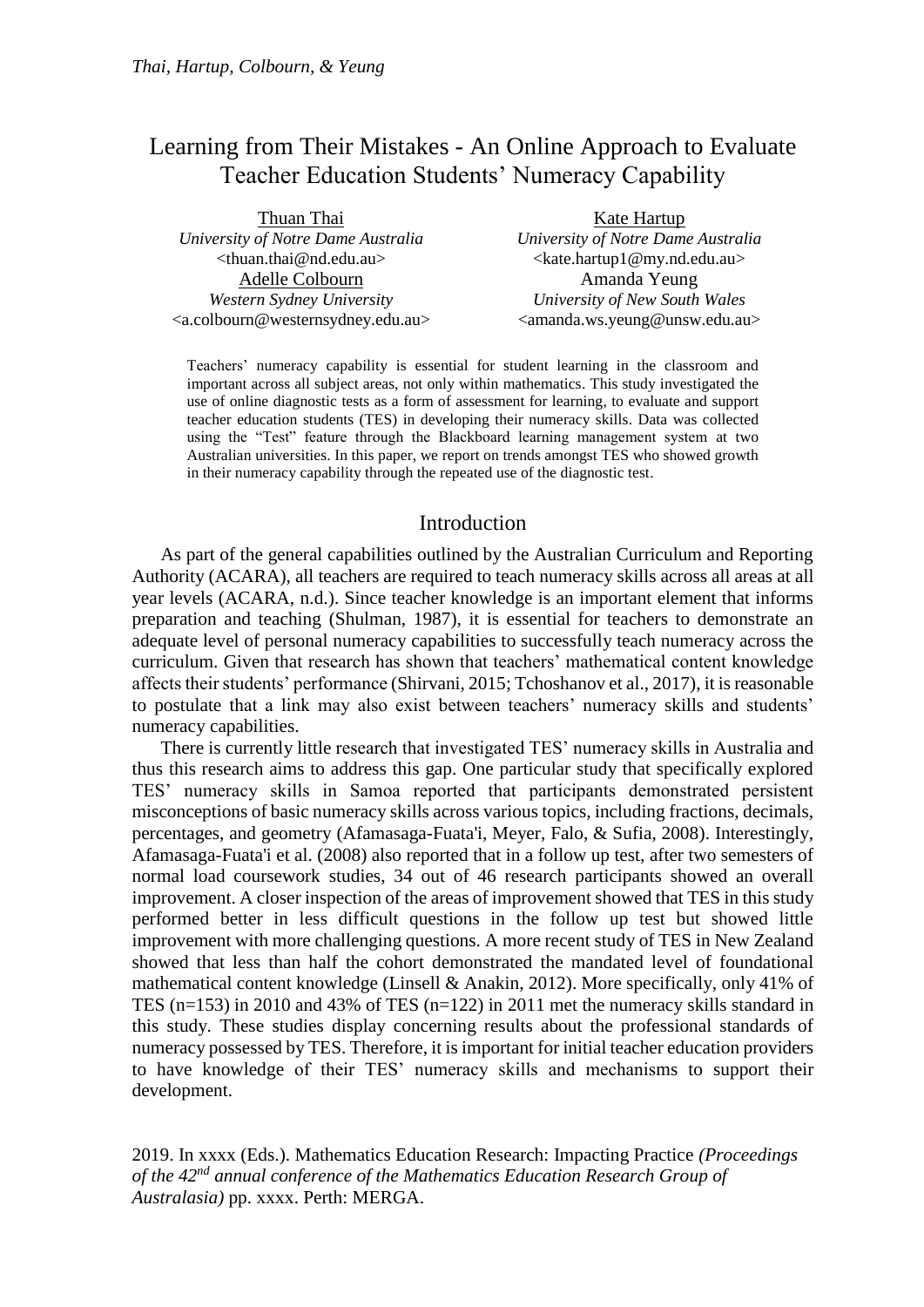# Learning from Their Mistakes - An Online Approach to Evaluate Teacher Education Students' Numeracy Capability

Thuan Thai
*University of Notre Dame Australia*
<thuan.thai@nd.edu.au>

Kate Hartup
*University of Notre Dame Australia*
<kate.hartup1@my.nd.edu.au>

Adelle Colbourn
*Western Sydney University*
<a.colbourn@westernsydney.edu.au>

Amanda Yeung
*University of New South Wales*
<amanda.ws.yeung@unsw.edu.au>

Teachers' numeracy capability is essential for student learning in the classroom and important across all subject areas, not only within mathematics. This study investigated the use of online diagnostic tests as a form of assessment for learning, to evaluate and support teacher education students (TES) in developing their numeracy skills. Data was collected using the "Test" feature through the Blackboard learning management system at two Australian universities. In this paper, we report on trends amongst TES who showed growth in their numeracy capability through the repeated use of the diagnostic test.

## Introduction

As part of the general capabilities outlined by the Australian Curriculum and Reporting Authority (ACARA), all teachers are required to teach numeracy skills across all areas at all year levels (ACARA, n.d.). Since teacher knowledge is an important element that informs preparation and teaching (Shulman, 1987), it is essential for teachers to demonstrate an adequate level of personal numeracy capabilities to successfully teach numeracy across the curriculum. Given that research has shown that teachers' mathematical content knowledge affects their students' performance (Shirvani, 2015; Tchoshanov et al., 2017), it is reasonable to postulate that a link may also exist between teachers' numeracy skills and students' numeracy capabilities.

There is currently little research that investigated TES' numeracy skills in Australia and thus this research aims to address this gap. One particular study that specifically explored TES' numeracy skills in Samoa reported that participants demonstrated persistent misconceptions of basic numeracy skills across various topics, including fractions, decimals, percentages, and geometry (Afamasaga-Fuata'i, Meyer, Falo, & Sufia, 2008). Interestingly, Afamasaga-Fuata'i et al. (2008) also reported that in a follow up test, after two semesters of normal load coursework studies, 34 out of 46 research participants showed an overall improvement. A closer inspection of the areas of improvement showed that TES in this study performed better in less difficult questions in the follow up test but showed little improvement with more challenging questions. A more recent study of TES in New Zealand showed that less than half the cohort demonstrated the mandated level of foundational mathematical content knowledge (Linsell & Anakin, 2012). More specifically, only 41% of TES (n=153) in 2010 and 43% of TES (n=122) in 2011 met the numeracy skills standard in this study. These studies display concerning results about the professional standards of numeracy possessed by TES. Therefore, it is important for initial teacher education providers to have knowledge of their TES' numeracy skills and mechanisms to support their development.

2019. In xxxx (Eds.). Mathematics Education Research: Impacting Practice *(Proceedings of the 42nd annual conference of the Mathematics Education Research Group of Australasia)* pp. xxxx. Perth: MERGA.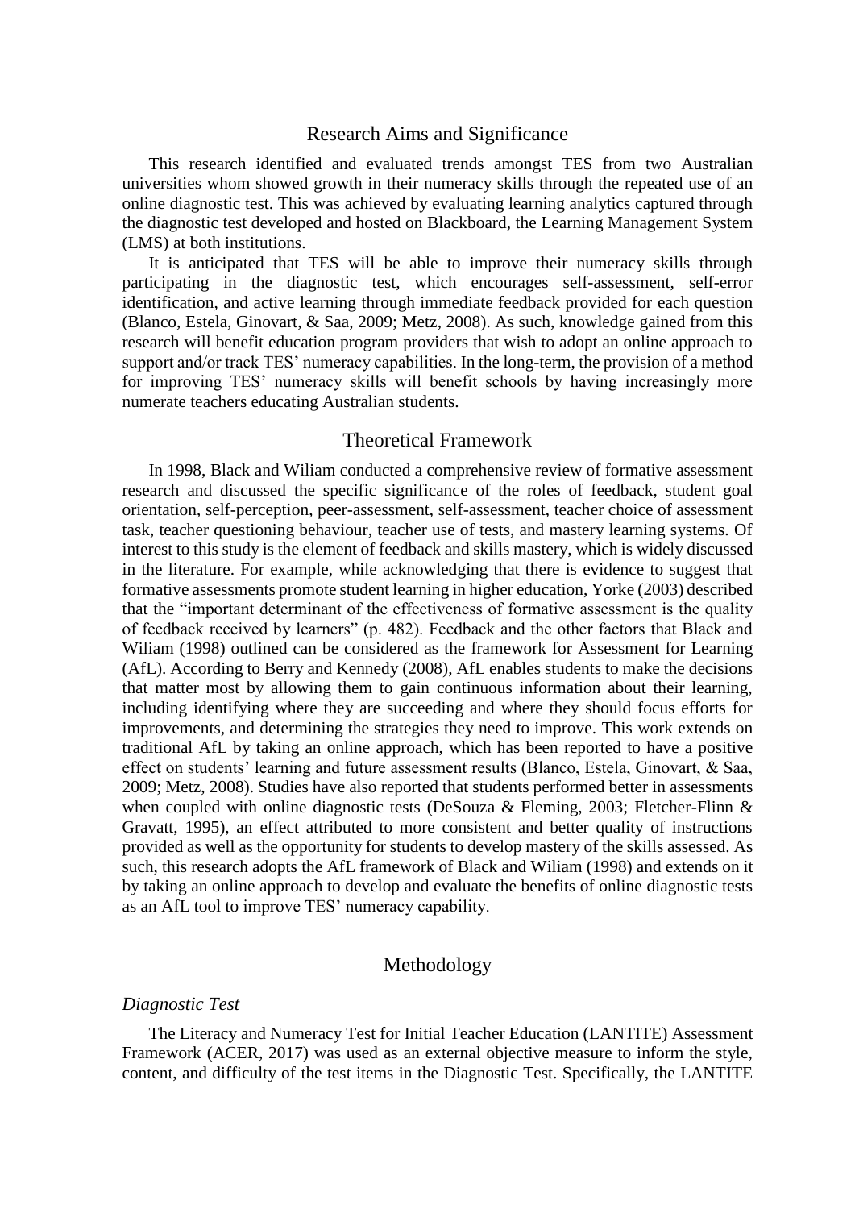## Research Aims and Significance

This research identified and evaluated trends amongst TES from two Australian universities whom showed growth in their numeracy skills through the repeated use of an online diagnostic test. This was achieved by evaluating learning analytics captured through the diagnostic test developed and hosted on Blackboard, the Learning Management System (LMS) at both institutions.

It is anticipated that TES will be able to improve their numeracy skills through participating in the diagnostic test, which encourages self-assessment, self-error identification, and active learning through immediate feedback provided for each question (Blanco, Estela, Ginovart, & Saa, 2009; Metz, 2008). As such, knowledge gained from this research will benefit education program providers that wish to adopt an online approach to support and/or track TES' numeracy capabilities. In the long-term, the provision of a method for improving TES' numeracy skills will benefit schools by having increasingly more numerate teachers educating Australian students.

## Theoretical Framework

In 1998, Black and Wiliam conducted a comprehensive review of formative assessment research and discussed the specific significance of the roles of feedback, student goal orientation, self-perception, peer-assessment, self-assessment, teacher choice of assessment task, teacher questioning behaviour, teacher use of tests, and mastery learning systems. Of interest to this study is the element of feedback and skills mastery, which is widely discussed in the literature. For example, while acknowledging that there is evidence to suggest that formative assessments promote student learning in higher education, Yorke (2003) described that the "important determinant of the effectiveness of formative assessment is the quality of feedback received by learners" (p. 482). Feedback and the other factors that Black and Wiliam (1998) outlined can be considered as the framework for Assessment for Learning (AfL). According to Berry and Kennedy (2008), AfL enables students to make the decisions that matter most by allowing them to gain continuous information about their learning, including identifying where they are succeeding and where they should focus efforts for improvements, and determining the strategies they need to improve. This work extends on traditional AfL by taking an online approach, which has been reported to have a positive effect on students' learning and future assessment results (Blanco, Estela, Ginovart, & Saa, 2009; Metz, 2008). Studies have also reported that students performed better in assessments when coupled with online diagnostic tests (DeSouza & Fleming, 2003; Fletcher-Flinn & Gravatt, 1995), an effect attributed to more consistent and better quality of instructions provided as well as the opportunity for students to develop mastery of the skills assessed. As such, this research adopts the AfL framework of Black and Wiliam (1998) and extends on it by taking an online approach to develop and evaluate the benefits of online diagnostic tests as an AfL tool to improve TES' numeracy capability.

## Methodology

### *Diagnostic Test*

The Literacy and Numeracy Test for Initial Teacher Education (LANTITE) Assessment Framework (ACER, 2017) was used as an external objective measure to inform the style, content, and difficulty of the test items in the Diagnostic Test. Specifically, the LANTITE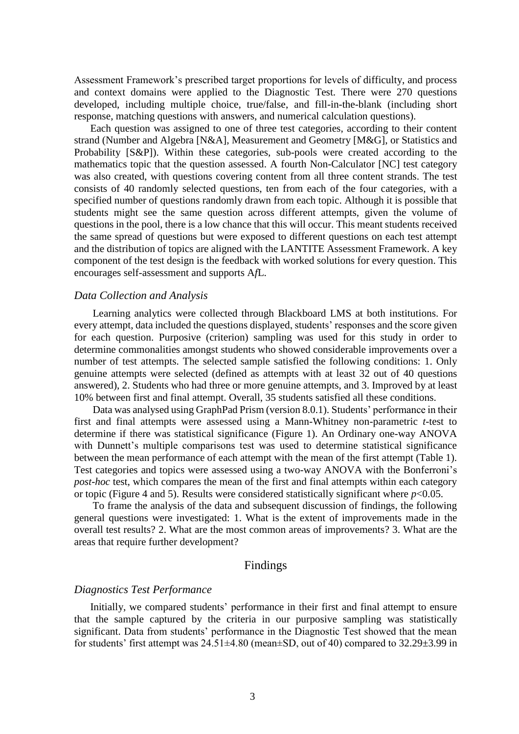Assessment Framework's prescribed target proportions for levels of difficulty, and process and context domains were applied to the Diagnostic Test. There were 270 questions developed, including multiple choice, true/false, and fill-in-the-blank (including short response, matching questions with answers, and numerical calculation questions).

Each question was assigned to one of three test categories, according to their content strand (Number and Algebra [N&A], Measurement and Geometry [M&G], or Statistics and Probability [S&P]). Within these categories, sub-pools were created according to the mathematics topic that the question assessed. A fourth Non-Calculator [NC] test category was also created, with questions covering content from all three content strands. The test consists of 40 randomly selected questions, ten from each of the four categories, with a specified number of questions randomly drawn from each topic. Although it is possible that students might see the same question across different attempts, given the volume of questions in the pool, there is a low chance that this will occur. This meant students received the same spread of questions but were exposed to different questions on each test attempt and the distribution of topics are aligned with the LANTITE Assessment Framework. A key component of the test design is the feedback with worked solutions for every question. This encourages self-assessment and supports A*f*L.

### *Data Collection and Analysis*

Learning analytics were collected through Blackboard LMS at both institutions. For every attempt, data included the questions displayed, students' responses and the score given for each question. Purposive (criterion) sampling was used for this study in order to determine commonalities amongst students who showed considerable improvements over a number of test attempts. The selected sample satisfied the following conditions: 1. Only genuine attempts were selected (defined as attempts with at least 32 out of 40 questions answered), 2. Students who had three or more genuine attempts, and 3. Improved by at least 10% between first and final attempt. Overall, 35 students satisfied all these conditions.

Data was analysed using GraphPad Prism (version 8.0.1). Students' performance in their first and final attempts were assessed using a Mann-Whitney non-parametric *t*-test to determine if there was statistical significance (Figure 1). An Ordinary one-way ANOVA with Dunnett's multiple comparisons test was used to determine statistical significance between the mean performance of each attempt with the mean of the first attempt (Table 1). Test categories and topics were assessed using a two-way ANOVA with the Bonferroni's *post-hoc* test, which compares the mean of the first and final attempts within each category or topic (Figure 4 and 5). Results were considered statistically significant where $p<0.05$.

To frame the analysis of the data and subsequent discussion of findings, the following general questions were investigated: 1. What is the extent of improvements made in the overall test results? 2. What are the most common areas of improvements? 3. What are the areas that require further development?

## Findings

### *Diagnostics Test Performance*

Initially, we compared students' performance in their first and final attempt to ensure that the sample captured by the criteria in our purposive sampling was statistically significant. Data from students' performance in the Diagnostic Test showed that the mean for students' first attempt was $24.51\pm4.80$ (mean±SD, out of 40) compared to $32.29\pm3.99$ in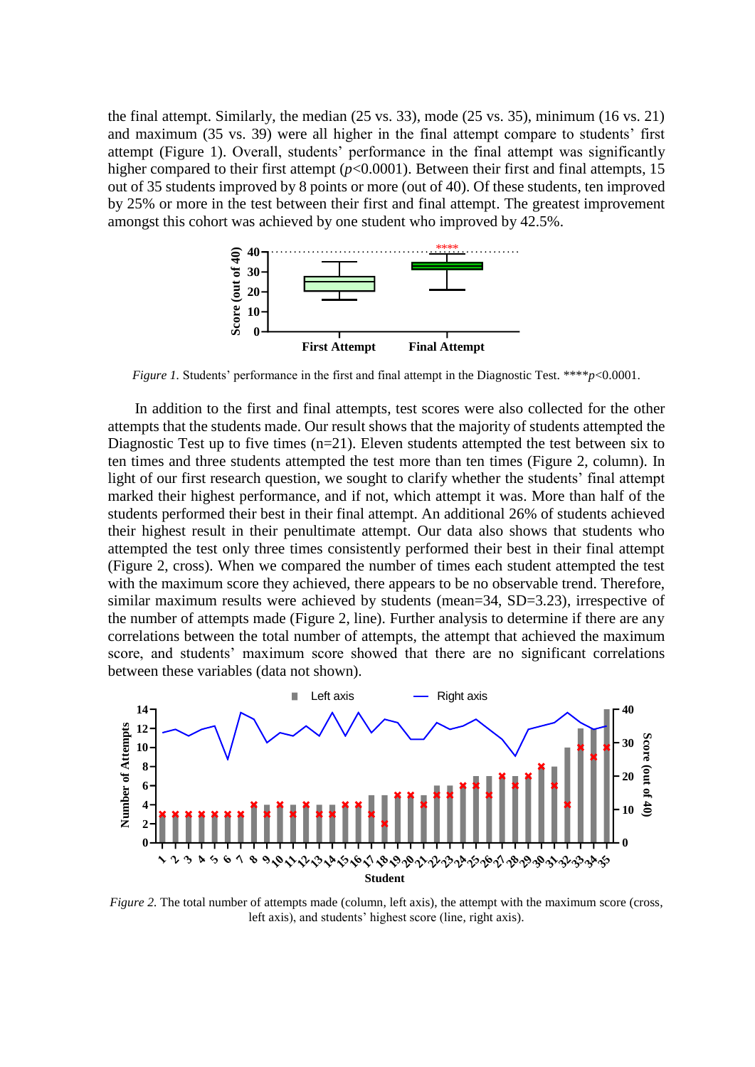the final attempt. Similarly, the median (25 vs. 33), mode (25 vs. 35), minimum (16 vs. 21) and maximum (35 vs. 39) were all higher in the final attempt compare to students' first attempt (Figure 1). Overall, students' performance in the final attempt was significantly higher compared to their first attempt ($p$<0.0001). Between their first and final attempts, 15 out of 35 students improved by 8 points or more (out of 40). Of these students, ten improved by 25% or more in the test between their first and final attempt. The greatest improvement amongst this cohort was achieved by one student who improved by 42.5%.

*Figure 1.* Students' performance in the first and final attempt in the Diagnostic Test. ****$p$<0.0001.

In addition to the first and final attempts, test scores were also collected for the other attempts that the students made. Our result shows that the majority of students attempted the Diagnostic Test up to five times (n=21). Eleven students attempted the test between six to ten times and three students attempted the test more than ten times (Figure 2, column). In light of our first research question, we sought to clarify whether the students' final attempt marked their highest performance, and if not, which attempt it was. More than half of the students performed their best in their final attempt. An additional 26% of students achieved their highest result in their penultimate attempt. Our data also shows that students who attempted the test only three times consistently performed their best in their final attempt (Figure 2, cross). When we compared the number of times each student attempted the test with the maximum score they achieved, there appears to be no observable trend. Therefore, similar maximum results were achieved by students (mean=34, SD=3.23), irrespective of the number of attempts made (Figure 2, line). Further analysis to determine if there are any correlations between the total number of attempts, the attempt that achieved the maximum score, and students' maximum score showed that there are no significant correlations between these variables (data not shown).

*Figure 2.* The total number of attempts made (column, left axis), the attempt with the maximum score (cross, left axis), and students' highest score (line, right axis).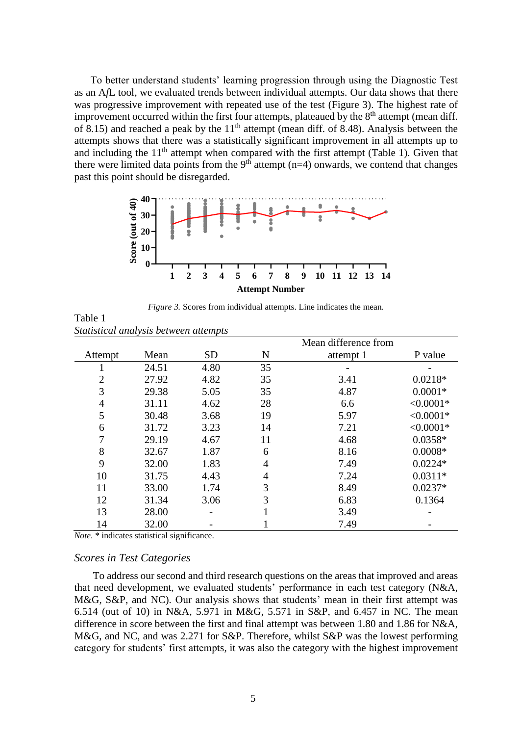To better understand students' learning progression through using the Diagnostic Test as an A*f*L tool, we evaluated trends between individual attempts. Our data shows that there was progressive improvement with repeated use of the test (Figure 3). The highest rate of improvement occurred within the first four attempts, plateaued by the 8th attempt (mean diff. of 8.15) and reached a peak by the 11th attempt (mean diff. of 8.48). Analysis between the attempts shows that there was a statistically significant improvement in all attempts up to and including the 11th attempt when compared with the first attempt (Table 1). Given that there were limited data points from the 9th attempt (n=4) onwards, we contend that changes past this point should be disregarded.

*Figure 3.* Scores from individual attempts. Line indicates the mean.

Table 1
*Statistical analysis between attempts*

| Attempt | Mean | SD | N | Mean difference from attempt 1 | P value |
|---|---|---|---|---|---|
| 1 | 24.51 | 4.80 | 35 | - | - |
| 2 | 27.92 | 4.82 | 35 | 3.41 | 0.0218* |
| 3 | 29.38 | 5.05 | 35 | 4.87 | 0.0001* |
| 4 | 31.11 | 4.62 | 28 | 6.6 | <0.0001* |
| 5 | 30.48 | 3.68 | 19 | 5.97 | <0.0001* |
| 6 | 31.72 | 3.23 | 14 | 7.21 | <0.0001* |
| 7 | 29.19 | 4.67 | 11 | 4.68 | 0.0358* |
| 8 | 32.67 | 1.87 | 6 | 8.16 | 0.0008* |
| 9 | 32.00 | 1.83 | 4 | 7.49 | 0.0224* |
| 10 | 31.75 | 4.43 | 4 | 7.24 | 0.0311* |
| 11 | 33.00 | 1.74 | 3 | 8.49 | 0.0237* |
| 12 | 31.34 | 3.06 | 3 | 6.83 | 0.1364 |
| 13 | 28.00 | - | 1 | 3.49 | - |
| 14 | 32.00 | - | 1 | 7.49 | - |

*Note.* * indicates statistical significance.

### *Scores in Test Categories*

To address our second and third research questions on the areas that improved and areas that need development, we evaluated students' performance in each test category (N&A, M&G, S&P, and NC). Our analysis shows that students' mean in their first attempt was 6.514 (out of 10) in N&A, 5.971 in M&G, 5.571 in S&P, and 6.457 in NC. The mean difference in score between the first and final attempt was between 1.80 and 1.86 for N&A, M&G, and NC, and was 2.271 for S&P. Therefore, whilst S&P was the lowest performing category for students' first attempts, it was also the category with the highest improvement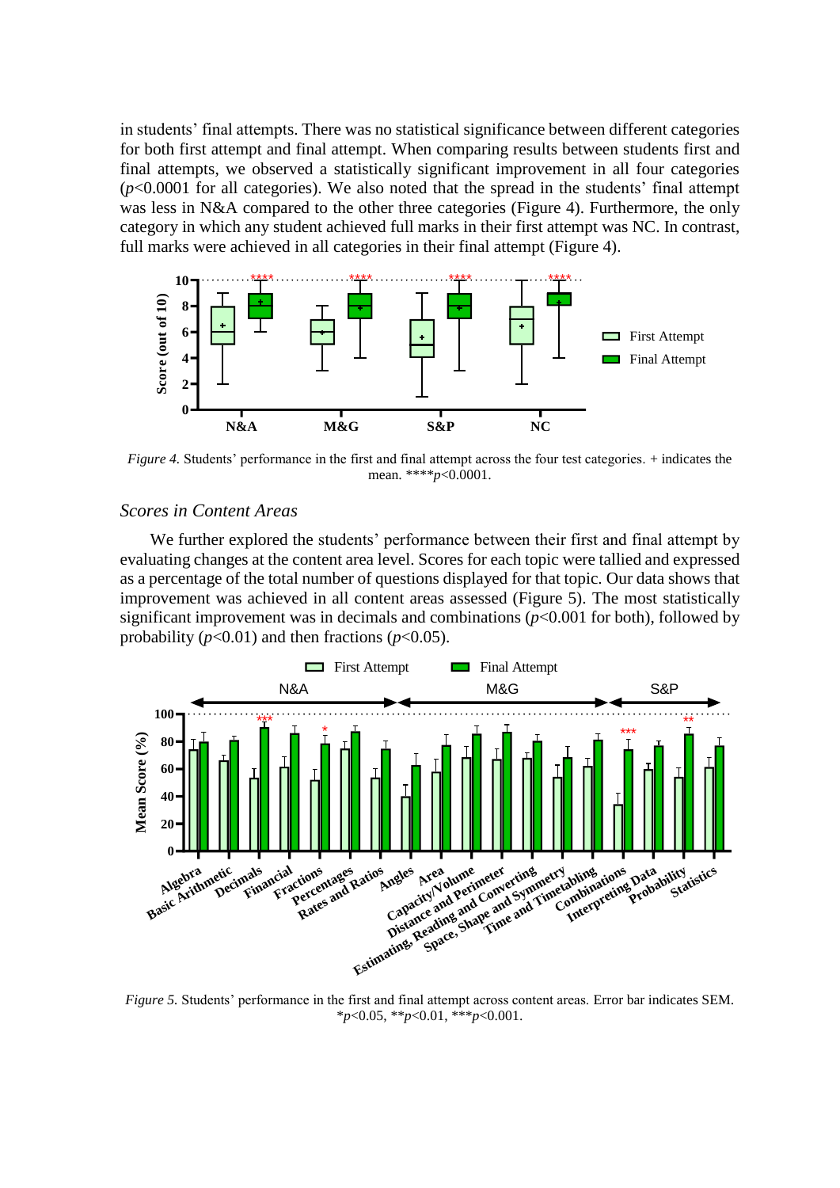in students' final attempts. There was no statistical significance between different categories for both first attempt and final attempt. When comparing results between students first and final attempts, we observed a statistically significant improvement in all four categories ($p$<0.0001 for all categories). We also noted that the spread in the students' final attempt was less in N&A compared to the other three categories (Figure 4). Furthermore, the only category in which any student achieved full marks in their first attempt was NC. In contrast, full marks were achieved in all categories in their final attempt (Figure 4).

*Figure 4.* Students' performance in the first and final attempt across the four test categories. + indicates the mean. ****$p$<0.0001.

### *Scores in Content Areas*

We further explored the students' performance between their first and final attempt by evaluating changes at the content area level. Scores for each topic were tallied and expressed as a percentage of the total number of questions displayed for that topic. Our data shows that improvement was achieved in all content areas assessed (Figure 5). The most statistically significant improvement was in decimals and combinations ($p$<0.001 for both), followed by probability ($p$<0.01) and then fractions ($p$<0.05).

*Figure 5.* Students' performance in the first and final attempt across content areas. Error bar indicates SEM. *$p$<0.05, **$p$<0.01, ***$p$<0.001.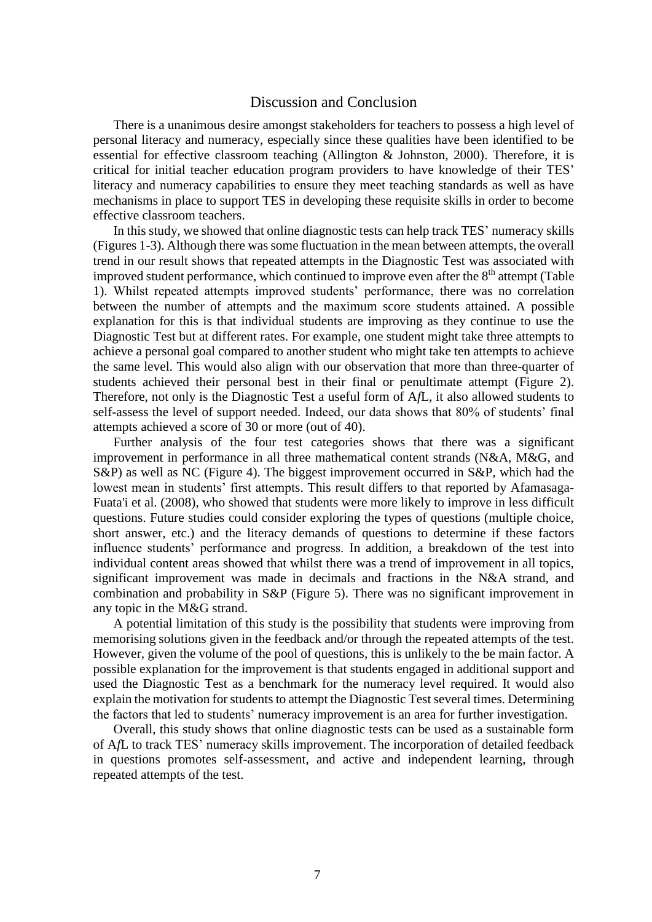## Discussion and Conclusion

There is a unanimous desire amongst stakeholders for teachers to possess a high level of personal literacy and numeracy, especially since these qualities have been identified to be essential for effective classroom teaching (Allington & Johnston, 2000). Therefore, it is critical for initial teacher education program providers to have knowledge of their TES' literacy and numeracy capabilities to ensure they meet teaching standards as well as have mechanisms in place to support TES in developing these requisite skills in order to become effective classroom teachers.

In this study, we showed that online diagnostic tests can help track TES' numeracy skills (Figures 1-3). Although there was some fluctuation in the mean between attempts, the overall trend in our result shows that repeated attempts in the Diagnostic Test was associated with improved student performance, which continued to improve even after the 8th attempt (Table 1). Whilst repeated attempts improved students' performance, there was no correlation between the number of attempts and the maximum score students attained. A possible explanation for this is that individual students are improving as they continue to use the Diagnostic Test but at different rates. For example, one student might take three attempts to achieve a personal goal compared to another student who might take ten attempts to achieve the same level. This would also align with our observation that more than three-quarter of students achieved their personal best in their final or penultimate attempt (Figure 2). Therefore, not only is the Diagnostic Test a useful form of A*f*L, it also allowed students to self-assess the level of support needed. Indeed, our data shows that 80% of students' final attempts achieved a score of 30 or more (out of 40).

Further analysis of the four test categories shows that there was a significant improvement in performance in all three mathematical content strands (N&A, M&G, and S&P) as well as NC (Figure 4). The biggest improvement occurred in S&P, which had the lowest mean in students' first attempts. This result differs to that reported by Afamasaga-Fuata'i et al. (2008), who showed that students were more likely to improve in less difficult questions. Future studies could consider exploring the types of questions (multiple choice, short answer, etc.) and the literacy demands of questions to determine if these factors influence students' performance and progress. In addition, a breakdown of the test into individual content areas showed that whilst there was a trend of improvement in all topics, significant improvement was made in decimals and fractions in the N&A strand, and combination and probability in S&P (Figure 5). There was no significant improvement in any topic in the M&G strand.

A potential limitation of this study is the possibility that students were improving from memorising solutions given in the feedback and/or through the repeated attempts of the test. However, given the volume of the pool of questions, this is unlikely to the be main factor. A possible explanation for the improvement is that students engaged in additional support and used the Diagnostic Test as a benchmark for the numeracy level required. It would also explain the motivation for students to attempt the Diagnostic Test several times. Determining the factors that led to students' numeracy improvement is an area for further investigation.

Overall, this study shows that online diagnostic tests can be used as a sustainable form of A*f*L to track TES' numeracy skills improvement. The incorporation of detailed feedback in questions promotes self-assessment, and active and independent learning, through repeated attempts of the test.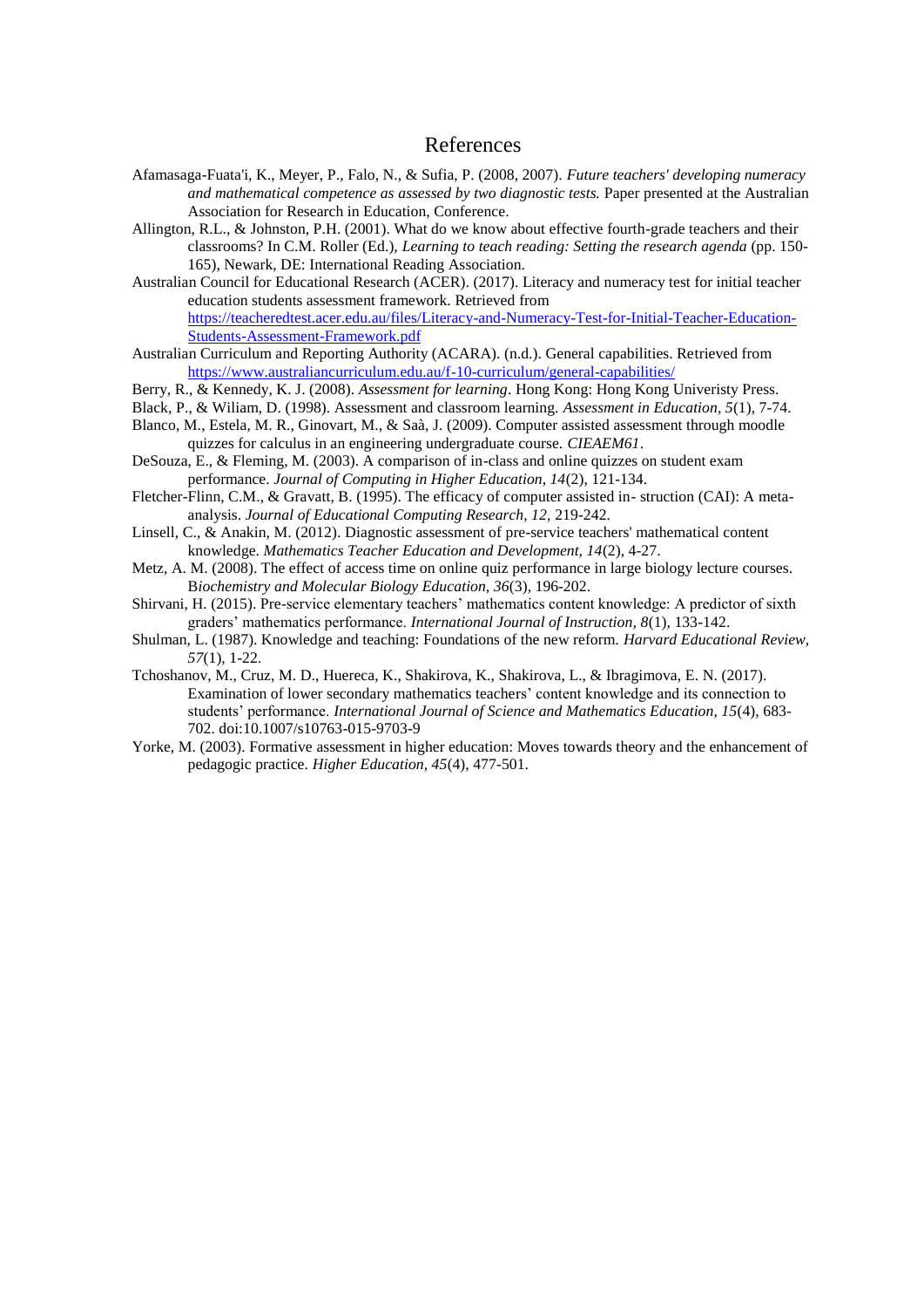# References

Afamasaga-Fuata'i, K., Meyer, P., Falo, N., & Sufia, P. (2008, 2007). *Future teachers' developing numeracy and mathematical competence as assessed by two diagnostic tests.* Paper presented at the Australian Association for Research in Education, Conference.

Allington, R.L., & Johnston, P.H. (2001). What do we know about effective fourth-grade teachers and their classrooms? In C.M. Roller (Ed.), *Learning to teach reading: Setting the research agenda* (pp. 150-165), Newark, DE: International Reading Association.

Australian Council for Educational Research (ACER). (2017). Literacy and numeracy test for initial teacher education students assessment framework. Retrieved from https://teacheredtest.acer.edu.au/files/Literacy-and-Numeracy-Test-for-Initial-Teacher-Education-Students-Assessment-Framework.pdf

Australian Curriculum and Reporting Authority (ACARA). (n.d.). General capabilities. Retrieved from https://www.australiancurriculum.edu.au/f-10-curriculum/general-capabilities/

Berry, R., & Kennedy, K. J. (2008). *Assessment for learning*. Hong Kong: Hong Kong Univeristy Press.

Black, P., & Wiliam, D. (1998). Assessment and classroom learning. *Assessment in Education, 5*(1), 7-74.

Blanco, M., Estela, M. R., Ginovart, M., & Saà, J. (2009). Computer assisted assessment through moodle quizzes for calculus in an engineering undergraduate course. *CIEAEM61*.

DeSouza, E., & Fleming, M. (2003). A comparison of in-class and online quizzes on student exam performance. *Journal of Computing in Higher Education, 14*(2), 121-134.

Fletcher-Flinn, C.M., & Gravatt, B. (1995). The efficacy of computer assisted in- struction (CAI): A meta-analysis. *Journal of Educational Computing Research, 12,* 219-242.

Linsell, C., & Anakin, M. (2012). Diagnostic assessment of pre-service teachers' mathematical content knowledge. *Mathematics Teacher Education and Development, 14*(2), 4-27.

Metz, A. M. (2008). The effect of access time on online quiz performance in large biology lecture courses. B*iochemistry and Molecular Biology Education, 36*(3), 196-202.

Shirvani, H. (2015). Pre-service elementary teachers' mathematics content knowledge: A predictor of sixth graders' mathematics performance. *International Journal of Instruction, 8*(1), 133-142.

Shulman, L. (1987). Knowledge and teaching: Foundations of the new reform. *Harvard Educational Review, 57*(1), 1-22.

Tchoshanov, M., Cruz, M. D., Huereca, K., Shakirova, K., Shakirova, L., & Ibragimova, E. N. (2017). Examination of lower secondary mathematics teachers' content knowledge and its connection to students' performance. *International Journal of Science and Mathematics Education, 15*(4), 683-702. doi:10.1007/s10763-015-9703-9

Yorke, M. (2003). Formative assessment in higher education: Moves towards theory and the enhancement of pedagogic practice. *Higher Education, 45*(4), 477-501.